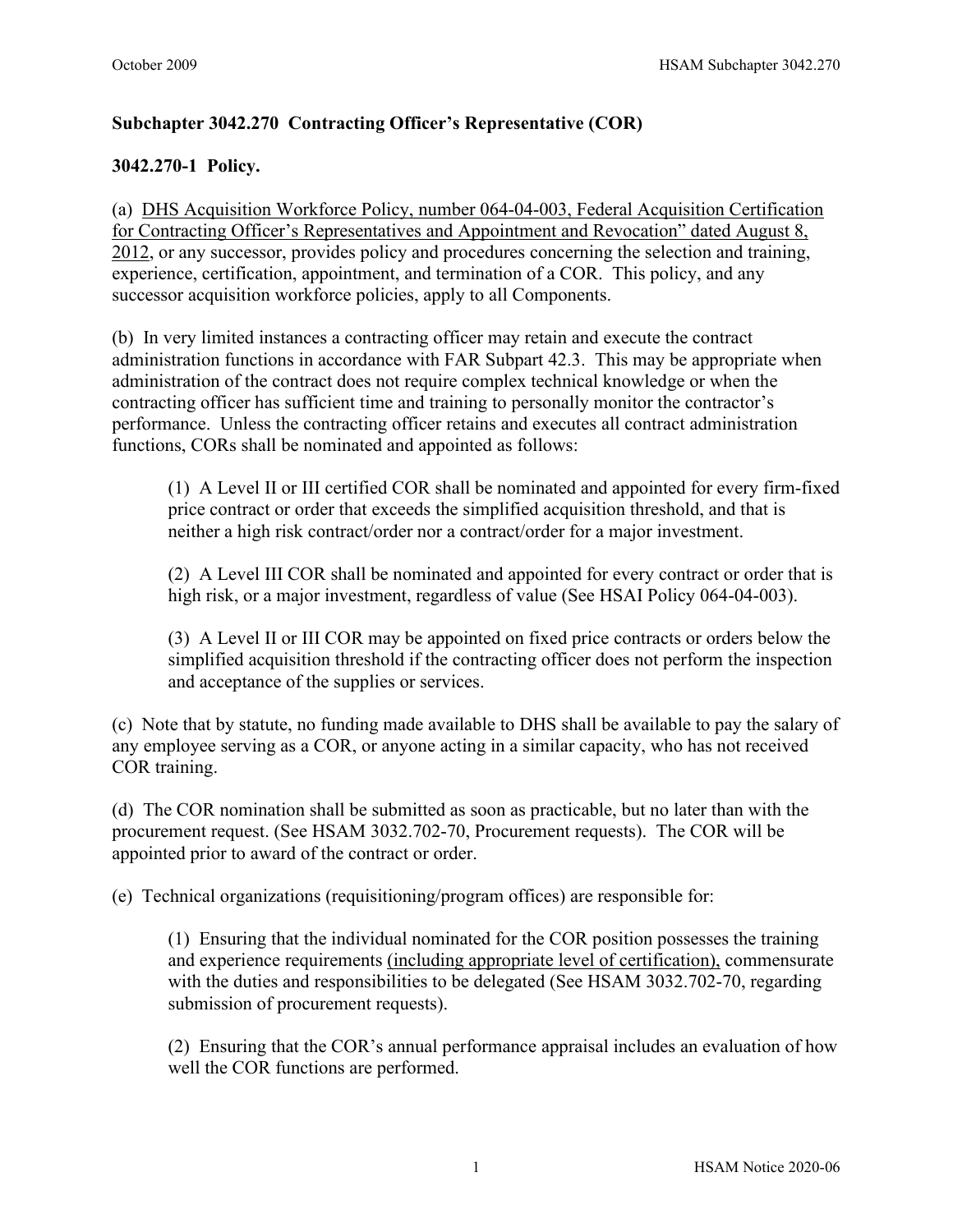## Subchapter 3042.270 Contracting Officer's Representative (COR)

### 3042.270-1 Policy.

(a) DHS Acquisition Workforce Policy, number 064-04-003, Federal Acquisition Certification for Contracting Officer's Representatives and Appointment and Revocation" dated August 8, 2012, or any successor, provides policy and procedures concerning the selection and training, experience, certification, appointment, and termination of a COR. This policy, and any successor acquisition workforce policies, apply to all Components.

(b) In very limited instances a contracting officer may retain and execute the contract administration functions in accordance with FAR Subpart 42.3. This may be appropriate when administration of the contract does not require complex technical knowledge or when the contracting officer has sufficient time and training to personally monitor the contractor's performance. Unless the contracting officer retains and executes all contract administration functions, CORs shall be nominated and appointed as follows:

> (1) A Level II or III certified COR shall be nominated and appointed for every firm-fixed price contract or order that exceeds the simplified acquisition threshold, and that is neither a high risk contract/order nor a contract/order for a major investment.
>
> (2) A Level III COR shall be nominated and appointed for every contract or order that is high risk, or a major investment, regardless of value (See HSAI Policy 064-04-003).
>
> (3) A Level II or III COR may be appointed on fixed price contracts or orders below the simplified acquisition threshold if the contracting officer does not perform the inspection and acceptance of the supplies or services.

(c) Note that by statute, no funding made available to DHS shall be available to pay the salary of any employee serving as a COR, or anyone acting in a similar capacity, who has not received COR training.

(d) The COR nomination shall be submitted as soon as practicable, but no later than with the procurement request. (See HSAM 3032.702-70, Procurement requests). The COR will be appointed prior to award of the contract or order.

(e) Technical organizations (requisitioning/program offices) are responsible for:

> (1) Ensuring that the individual nominated for the COR position possesses the training and experience requirements (including appropriate level of certification), commensurate with the duties and responsibilities to be delegated (See HSAM 3032.702-70, regarding submission of procurement requests).
>
> (2) Ensuring that the COR's annual performance appraisal includes an evaluation of how well the COR functions are performed.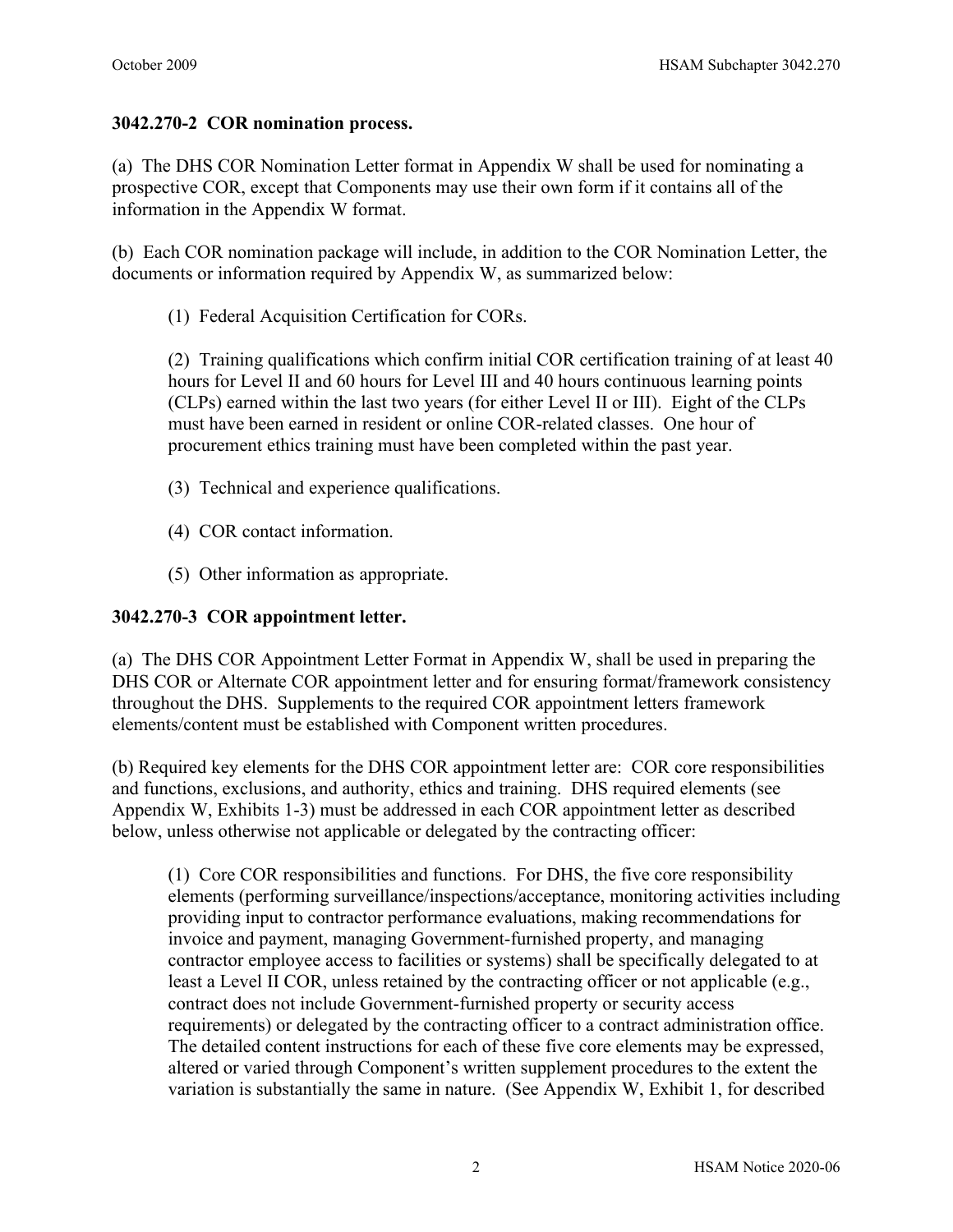### 3042.270-2 COR nomination process.

(a) The DHS COR Nomination Letter format in Appendix W shall be used for nominating a prospective COR, except that Components may use their own form if it contains all of the information in the Appendix W format.

(b) Each COR nomination package will include, in addition to the COR Nomination Letter, the documents or information required by Appendix W, as summarized below:

(1) Federal Acquisition Certification for CORs.

(2) Training qualifications which confirm initial COR certification training of at least 40 hours for Level II and 60 hours for Level III and 40 hours continuous learning points (CLPs) earned within the last two years (for either Level II or III). Eight of the CLPs must have been earned in resident or online COR-related classes. One hour of procurement ethics training must have been completed within the past year.

(3) Technical and experience qualifications.

(4) COR contact information.

(5) Other information as appropriate.

### 3042.270-3 COR appointment letter.

(a) The DHS COR Appointment Letter Format in Appendix W, shall be used in preparing the DHS COR or Alternate COR appointment letter and for ensuring format/framework consistency throughout the DHS. Supplements to the required COR appointment letters framework elements/content must be established with Component written procedures.

(b) Required key elements for the DHS COR appointment letter are: COR core responsibilities and functions, exclusions, and authority, ethics and training. DHS required elements (see Appendix W, Exhibits 1-3) must be addressed in each COR appointment letter as described below, unless otherwise not applicable or delegated by the contracting officer:

(1) Core COR responsibilities and functions. For DHS, the five core responsibility elements (performing surveillance/inspections/acceptance, monitoring activities including providing input to contractor performance evaluations, making recommendations for invoice and payment, managing Government-furnished property, and managing contractor employee access to facilities or systems) shall be specifically delegated to at least a Level II COR, unless retained by the contracting officer or not applicable (e.g., contract does not include Government-furnished property or security access requirements) or delegated by the contracting officer to a contract administration office. The detailed content instructions for each of these five core elements may be expressed, altered or varied through Component's written supplement procedures to the extent the variation is substantially the same in nature. (See Appendix W, Exhibit 1, for described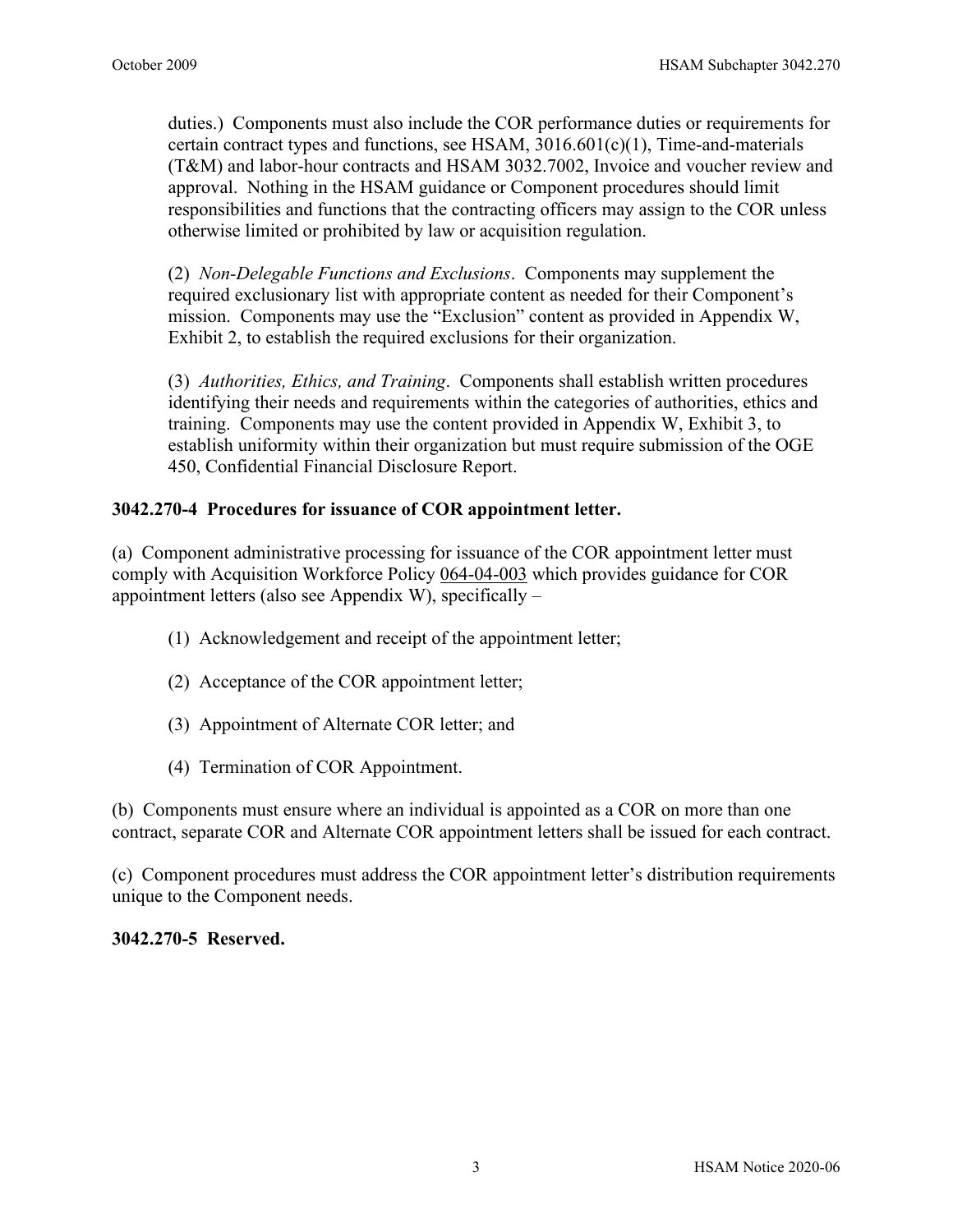duties.) Components must also include the COR performance duties or requirements for certain contract types and functions, see HSAM, 3016.601(c)(1), Time-and-materials (T&M) and labor-hour contracts and HSAM 3032.7002, Invoice and voucher review and approval. Nothing in the HSAM guidance or Component procedures should limit responsibilities and functions that the contracting officers may assign to the COR unless otherwise limited or prohibited by law or acquisition regulation.

(2) *Non-Delegable Functions and Exclusions*. Components may supplement the required exclusionary list with appropriate content as needed for their Component's mission. Components may use the "Exclusion" content as provided in Appendix W, Exhibit 2, to establish the required exclusions for their organization.

(3) *Authorities, Ethics, and Training*. Components shall establish written procedures identifying their needs and requirements within the categories of authorities, ethics and training. Components may use the content provided in Appendix W, Exhibit 3, to establish uniformity within their organization but must require submission of the OGE 450, Confidential Financial Disclosure Report.

**3042.270-4 Procedures for issuance of COR appointment letter.**

(a) Component administrative processing for issuance of the COR appointment letter must comply with Acquisition Workforce Policy 064-04-003 which provides guidance for COR appointment letters (also see Appendix W), specifically –

(1) Acknowledgement and receipt of the appointment letter;

(2) Acceptance of the COR appointment letter;

(3) Appointment of Alternate COR letter; and

(4) Termination of COR Appointment.

(b) Components must ensure where an individual is appointed as a COR on more than one contract, separate COR and Alternate COR appointment letters shall be issued for each contract.

(c) Component procedures must address the COR appointment letter's distribution requirements unique to the Component needs.

**3042.270-5 Reserved.**